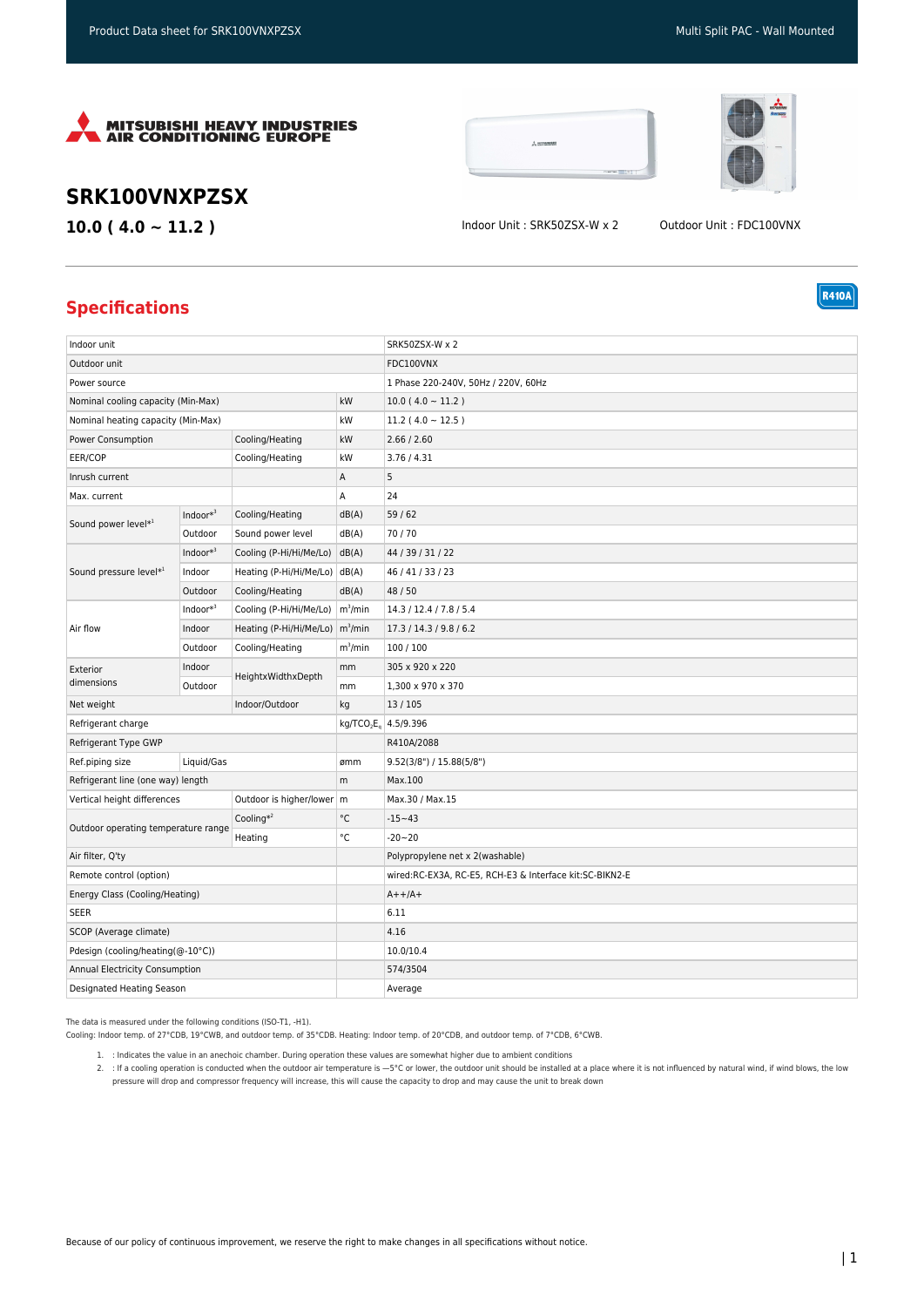MITSUBISHI HEAVY INDUSTRIES AIR CONDITIONING EUROPE

# SRK100VNXPZSX

**10.0 ( 4.0 ~ 11.2 )**

Indoor Unit : SRK50ZSX-W x 2

Outdoor Unit : FDC100VNX

## Specifications

R410A

| | | | | |
|---|---|---|---|---|
| Indoor unit | | | | SRK50ZSX-W x 2 |
| Outdoor unit | | | | FDC100VNX |
| Power source | | | | 1 Phase 220-240V, 50Hz / 220V, 60Hz |
| Nominal cooling capacity (Min-Max) | | | kW | 10.0 ( 4.0 ~ 11.2 ) |
| Nominal heating capacity (Min-Max) | | | kW | 11.2 ( 4.0 ~ 12.5 ) |
| Power Consumption | | Cooling/Heating | kW | 2.66 / 2.60 |
| EER/COP | | Cooling/Heating | kW | 3.76 / 4.31 |
| Inrush current | | | A | 5 |
| Max. current | | | A | 24 |
| Sound power level*[1] | Indoor*[3] | Cooling/Heating | dB(A) | 59 / 62 |
| | Outdoor | Sound power level | dB(A) | 70 / 70 |
| Sound pressure level*[1] | Indoor*[3] | Cooling (P-Hi/Hi/Me/Lo) | dB(A) | 44 / 39 / 31 / 22 |
| | Indoor | Heating (P-Hi/Hi/Me/Lo) | dB(A) | 46 / 41 / 33 / 23 |
| | Outdoor | Cooling/Heating | dB(A) | 48 / 50 |
| Air flow | Indoor*[3] | Cooling (P-Hi/Hi/Me/Lo) | $m^3$/min | 14.3 / 12.4 / 7.8 / 5.4 |
| | Indoor | Heating (P-Hi/Hi/Me/Lo) | $m^3$/min | 17.3 / 14.3 / 9.8 / 6.2 |
| | Outdoor | Cooling/Heating | $m^3$/min | 100 / 100 |
| Exterior dimensions | Indoor | HeightxWidthxDepth | mm | 305 x 920 x 220 |
| | Outdoor | | mm | 1,300 x 970 x 370 |
| Net weight | | Indoor/Outdoor | kg | 13 / 105 |
| Refrigerant charge | | | kg/$TCO_2E_q$ | 4.5/9.396 |
| Refrigerant Type GWP | | | | R410A/2088 |
| Ref.piping size | Liquid/Gas | | ømm | 9.52(3/8") / 15.88(5/8") |
| Refrigerant line (one way) length | | | m | Max.100 |
| Vertical height differences | | Outdoor is higher/lower | m | Max.30 / Max.15 |
| Outdoor operating temperature range | | Cooling*[2] | °C | -15~43 |
| | | Heating | °C | -20~20 |
| Air filter, Q'ty | | | | Polypropylene net x 2(washable) |
| Remote control (option) | | | | wired:RC-EX3A, RC-E5, RCH-E3 & Interface kit:SC-BIKN2-E |
| Energy Class (Cooling/Heating) | | | | A++/A+ |
| SEER | | | | 6.11 |
| SCOP (Average climate) | | | | 4.16 |
| Pdesign (cooling/heating(@-10°C)) | | | | 10.0/10.4 |
| Annual Electricity Consumption | | | | 574/3504 |
| Designated Heating Season | | | | Average |

The data is measured under the following conditions (ISO-T1, -H1).
Cooling: Indoor temp. of 27°CDB, 19°CWB, and outdoor temp. of 35°CDB. Heating: Indoor temp. of 20°CDB, and outdoor temp. of 7°CDB, 6°CWB.

1. : Indicates the value in an anechoic chamber. During operation these values are somewhat higher due to ambient conditions
2. : If a cooling operation is conducted when the outdoor air temperature is —5°C or lower, the outdoor unit should be installed at a place where it is not influenced by natural wind, if wind blows, the low pressure will drop and compressor frequency will increase, this will cause the capacity to drop and may cause the unit to break down

Because of our policy of continuous improvement, we reserve the right to make changes in all specifications without notice.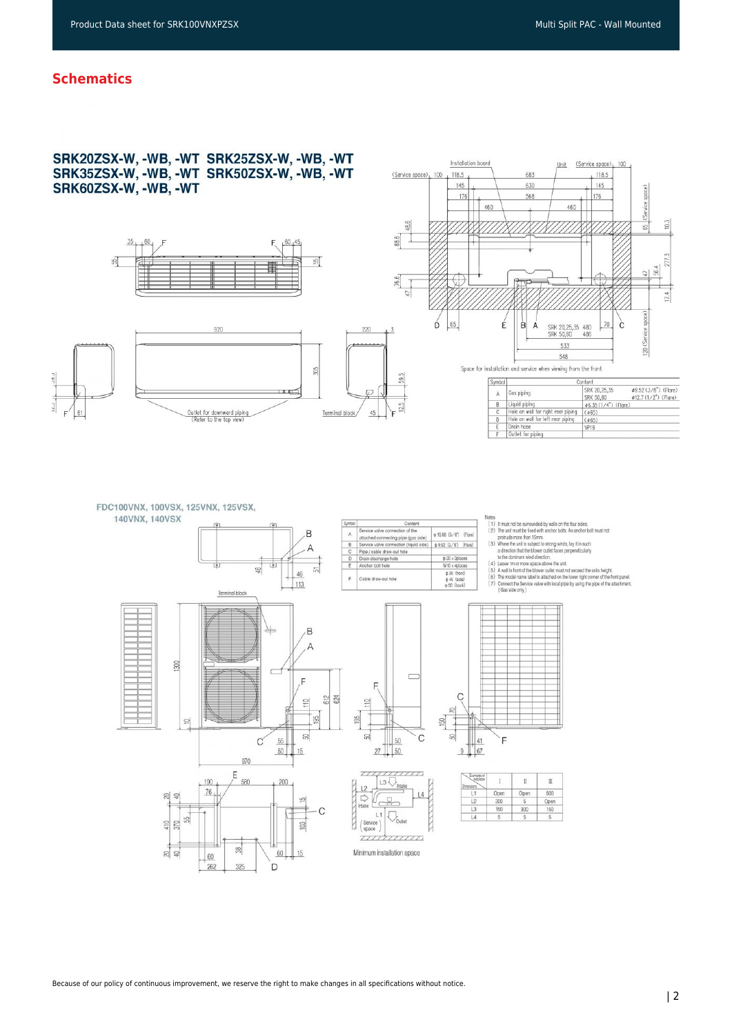## Schematics

### SRK20ZSX-W, -WB, -WT SRK25ZSX-W, -WB, -WT SRK35ZSX-W, -WB, -WT SRK50ZSX-W, -WB, -WT SRK60ZSX-W, -WB, -WT

Space for installation and service when viewing from the front

| Symbol | Content | |
|---|---|---|
| A | Gas piping | SRK 20,25,35 φ9.52 (3/8") (Flare) SRK 50,60 φ12.7 (1/2") (Flare) |
| B | Liquid piping | φ6.35 (1/4") (Flare) |
| C | Hole on wall for right rear piping | (φ65) |
| D | Hole on wall for left rear piping | (φ65) |
| E | Drain hose | VP16 |
| F | Outlet for piping | |

### FDC100VNX, 100VSX, 125VNX, 125VSX, 140VNX, 140VSX

| Symbol | Content | |
|---|---|---|
| A | Service valve connection of the attached connecting pipe (gas side) | φ15.88 (5/8") (Flare) |
| B | Service valve connection (liquid side) | φ9.52 (3/8") (Flare) |
| C | Pipe / cable draw-out hole | |
| D | Drain discharge hole | φ20 x 3places |
| E | Anchor bolt hole | M10 x 4places |
| F | Cable draw-out hole | φ30 (front) φ45 (side) φ50 (back) |

Notes
(1) It must not be surrounded by walls on the four sides.
(2) The unit must be fixed with anchor bolts. An anchor bolt must not protrude more than 15mm.
(3) Where the unit is subject to strong winds, lay it in such a direction that the blower outlet faces perpendicularly to the dominant wind direction.
(4) Leave 1m or more space above the unit.
(5) A wall in front of the blower outlet must not exceed the units height.
(6) The model name label is attached on the lower right corner of the front panel.
(7) Connect the Service valve with local pipe by using the pipe of the attachment. (Gas side only)

Minimum installation space

| Dimensions \ Examples of installation | I | II | III |
|---|---|---|---|
| L1 | Open | Open | 500 |
| L2 | 300 | 5 | Open |
| L3 | 150 | 300 | 150 |
| L4 | 5 | 5 | 5 |

Because of our policy of continuous improvement, we reserve the right to make changes in all specifications without notice.